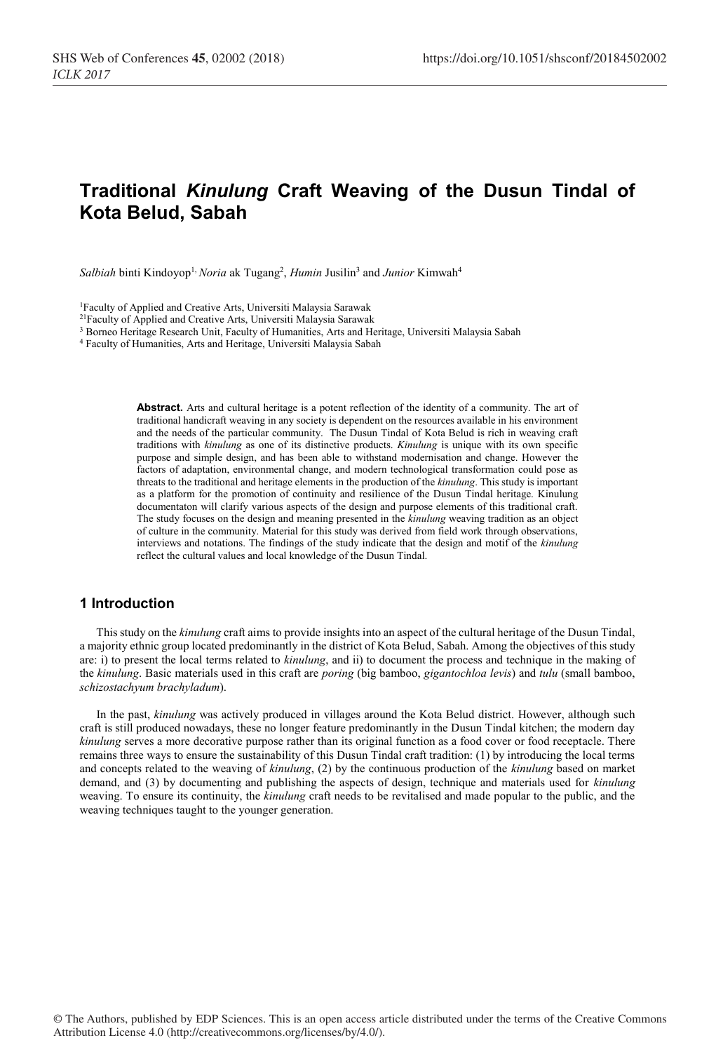# Traditional *Kinulung* Craft Weaving of the Dusun Tindal of Kota Belud, Sabah

*Salbiah* binti Kindoyop[1,] *Noria* ak Tugang[2], *Humin* Jusilin[3] and *Junior* Kimwah[4]

[1]Faculty of Applied and Creative Arts, Universiti Malaysia Sarawak
[21]Faculty of Applied and Creative Arts, Universiti Malaysia Sarawak
[3] Borneo Heritage Research Unit, Faculty of Humanities, Arts and Heritage, Universiti Malaysia Sabah
[4] Faculty of Humanities, Arts and Heritage, Universiti Malaysia Sabah

**Abstract.** Arts and cultural heritage is a potent reflection of the identity of a community. The art of traditional handicraft weaving in any society is dependent on the resources available in his environment and the needs of the particular community. The Dusun Tindal of Kota Belud is rich in weaving craft traditions with *kinulung* as one of its distinctive products. *Kinulung* is unique with its own specific purpose and simple design, and has been able to withstand modernisation and change. However the factors of adaptation, environmental change, and modern technological transformation could pose as threats to the traditional and heritage elements in the production of the *kinulung*. This study is important as a platform for the promotion of continuity and resilience of the Dusun Tindal heritage. Kinulung documentaton will clarify various aspects of the design and purpose elements of this traditional craft. The study focuses on the design and meaning presented in the *kinulung* weaving tradition as an object of culture in the community. Material for this study was derived from field work through observations, interviews and notations. The findings of the study indicate that the design and motif of the *kinulung* reflect the cultural values and local knowledge of the Dusun Tindal.

## 1 Introduction

This study on the *kinulung* craft aims to provide insights into an aspect of the cultural heritage of the Dusun Tindal, a majority ethnic group located predominantly in the district of Kota Belud, Sabah. Among the objectives of this study are: i) to present the local terms related to *kinulung*, and ii) to document the process and technique in the making of the *kinulung*. Basic materials used in this craft are *poring* (big bamboo, *gigantochloa levis*) and *tulu* (small bamboo, *schizostachyum brachyladum*).

In the past, *kinulung* was actively produced in villages around the Kota Belud district. However, although such craft is still produced nowadays, these no longer feature predominantly in the Dusun Tindal kitchen; the modern day *kinulung* serves a more decorative purpose rather than its original function as a food cover or food receptacle. There remains three ways to ensure the sustainability of this Dusun Tindal craft tradition: (1) by introducing the local terms and concepts related to the weaving of *kinulung*, (2) by the continuous production of the *kinulung* based on market demand, and (3) by documenting and publishing the aspects of design, technique and materials used for *kinulung* weaving. To ensure its continuity, the *kinulung* craft needs to be revitalised and made popular to the public, and the weaving techniques taught to the younger generation.

© The Authors, published by EDP Sciences. This is an open access article distributed under the terms of the Creative Commons Attribution License 4.0 (http://creativecommons.org/licenses/by/4.0/).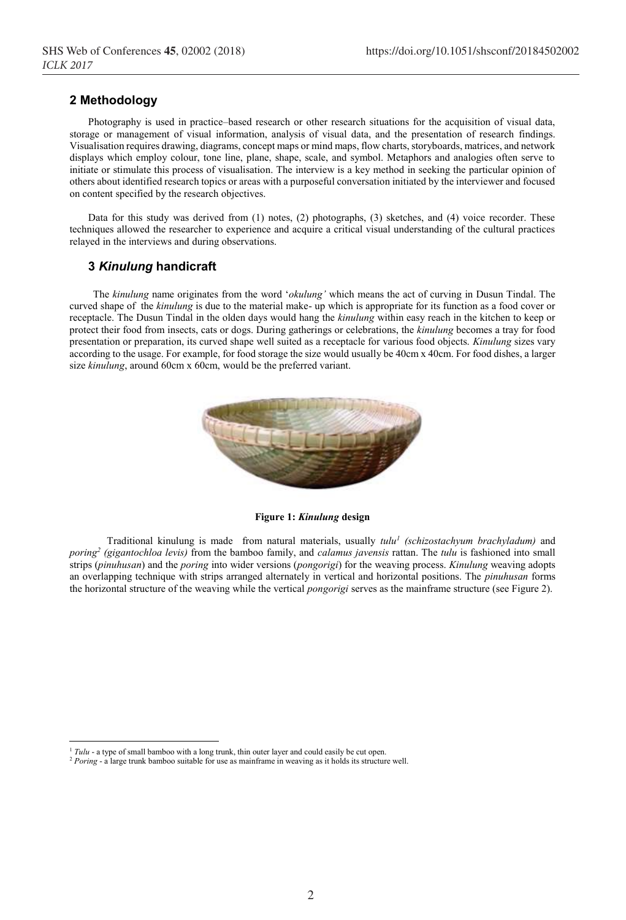## 2 Methodology

Photography is used in practice–based research or other research situations for the acquisition of visual data, storage or management of visual information, analysis of visual data, and the presentation of research findings. Visualisation requires drawing, diagrams, concept maps or mind maps, flow charts, storyboards, matrices, and network displays which employ colour, tone line, plane, shape, scale, and symbol. Metaphors and analogies often serve to initiate or stimulate this process of visualisation. The interview is a key method in seeking the particular opinion of others about identified research topics or areas with a purposeful conversation initiated by the interviewer and focused on content specified by the research objectives.

Data for this study was derived from (1) notes, (2) photographs, (3) sketches, and (4) voice recorder. These techniques allowed the researcher to experience and acquire a critical visual understanding of the cultural practices relayed in the interviews and during observations.

## 3 *Kinulung* handicraft

The *kinulung* name originates from the word '*okulung'* which means the act of curving in Dusun Tindal. The curved shape of the *kinulung* is due to the material make- up which is appropriate for its function as a food cover or receptacle. The Dusun Tindal in the olden days would hang the *kinulung* within easy reach in the kitchen to keep or protect their food from insects, cats or dogs. During gatherings or celebrations, the *kinulung* becomes a tray for food presentation or preparation, its curved shape well suited as a receptacle for various food objects. *Kinulung* sizes vary according to the usage. For example, for food storage the size would usually be 40cm x 40cm. For food dishes, a larger size *kinulung*, around 60cm x 60cm, would be the preferred variant.

**Figure 1: *Kinulung* design**

Traditional kinulung is made from natural materials, usually *tulu*[1] *(schizostachyum brachyladum)* and *poring*[2] *(gigantochloa levis)* from the bamboo family, and *calamus javensis* rattan. The *tulu* is fashioned into small strips (*pinuhusan*) and the *poring* into wider versions (*pongorigi*) for the weaving process. *Kinulung* weaving adopts an overlapping technique with strips arranged alternately in vertical and horizontal positions. The *pinuhusan* forms the horizontal structure of the weaving while the vertical *pongorigi* serves as the mainframe structure (see Figure 2).

---

[1] *Tulu* - a type of small bamboo with a long trunk, thin outer layer and could easily be cut open.

[2] *Poring* - a large trunk bamboo suitable for use as mainframe in weaving as it holds its structure well.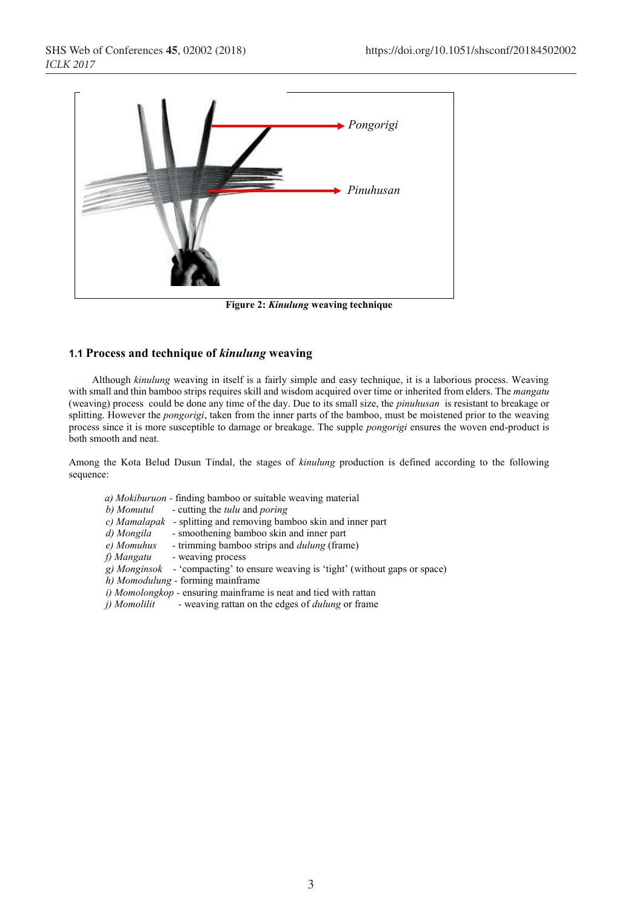Pongorigi

Pinuhusan

**Figure 2: *Kinulung* weaving technique**

### 1.1 Process and technique of *kinulung* weaving

Although *kinulung* weaving in itself is a fairly simple and easy technique, it is a laborious process. Weaving with small and thin bamboo strips requires skill and wisdom acquired over time or inherited from elders. The *mangatu* (weaving) process could be done any time of the day. Due to its small size, the *pinuhusan* is resistant to breakage or splitting. However the *pongorigi*, taken from the inner parts of the bamboo, must be moistened prior to the weaving process since it is more susceptible to damage or breakage. The supple *pongorigi* ensures the woven end-product is both smooth and neat.

Among the Kota Belud Dusun Tindal, the stages of *kinulung* production is defined according to the following sequence:

*a) Mokiburuon* - finding bamboo or suitable weaving material
*b) Momutul* - cutting the *tulu* and *poring*
*c) Mamalapak* - splitting and removing bamboo skin and inner part
*d) Mongila* - smoothening bamboo skin and inner part
*e) Momuhus* - trimming bamboo strips and *dulung* (frame)
*f) Mangatu* - weaving process
*g) Monginsok* - 'compacting' to ensure weaving is 'tight' (without gaps or space)
*h) Momodulung* - forming mainframe
*i) Momolongkop* - ensuring mainframe is neat and tied with rattan
*j) Momolilit* - weaving rattan on the edges of *dulung* or frame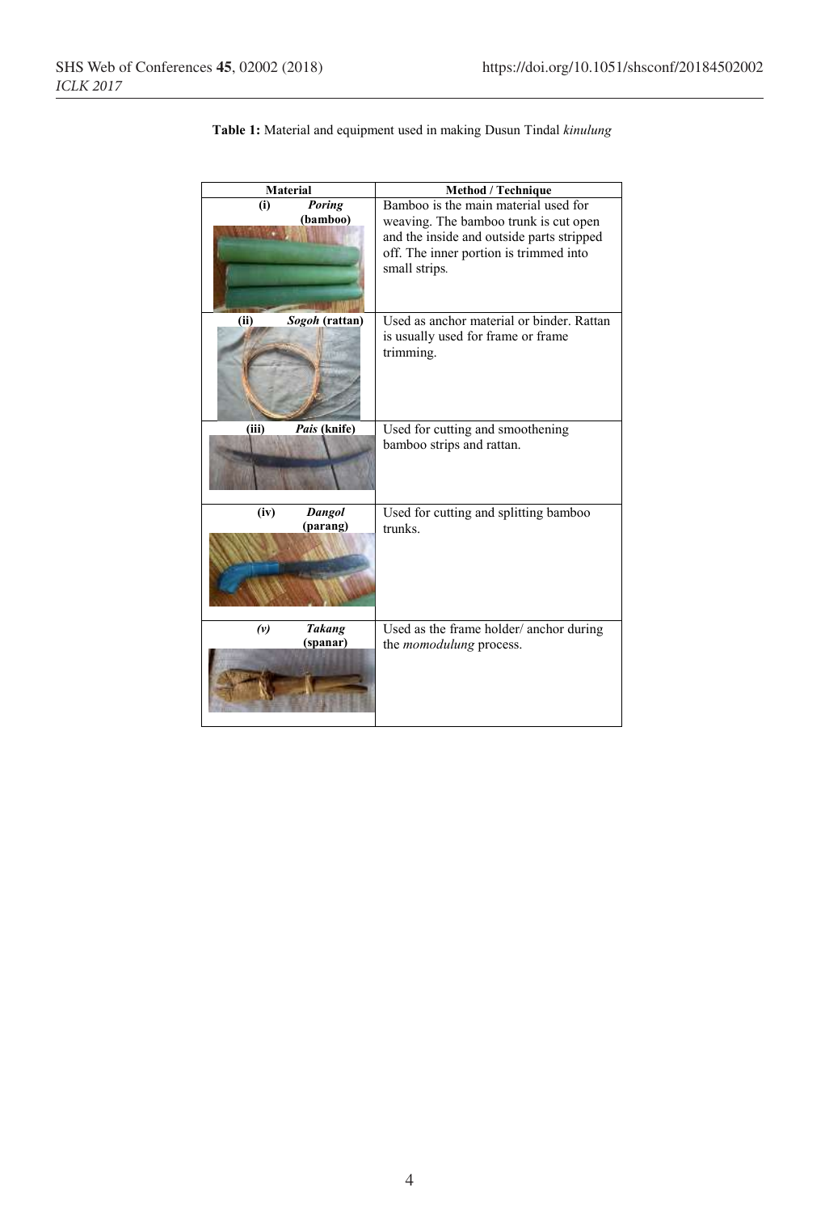**Table 1:** Material and equipment used in making Dusun Tindal *kinulung*

| Material | Method / Technique |
| --- | --- |
| **(i)** ***Poring* (bamboo)** | Bamboo is the main material used for weaving. The bamboo trunk is cut open and the inside and outside parts stripped off. The inner portion is trimmed into small strips. |
| **(ii)** ***Sogoh* (rattan)** | Used as anchor material or binder. Rattan is usually used for frame or frame trimming. |
| **(iii)** ***Pais* (knife)** | Used for cutting and smoothening bamboo strips and rattan. |
| **(iv)** ***Dangol* (parang)** | Used for cutting and splitting bamboo trunks. |
| ***(v)*** ***Takang* (spanar)** | Used as the frame holder/ anchor during the *momodulung* process. |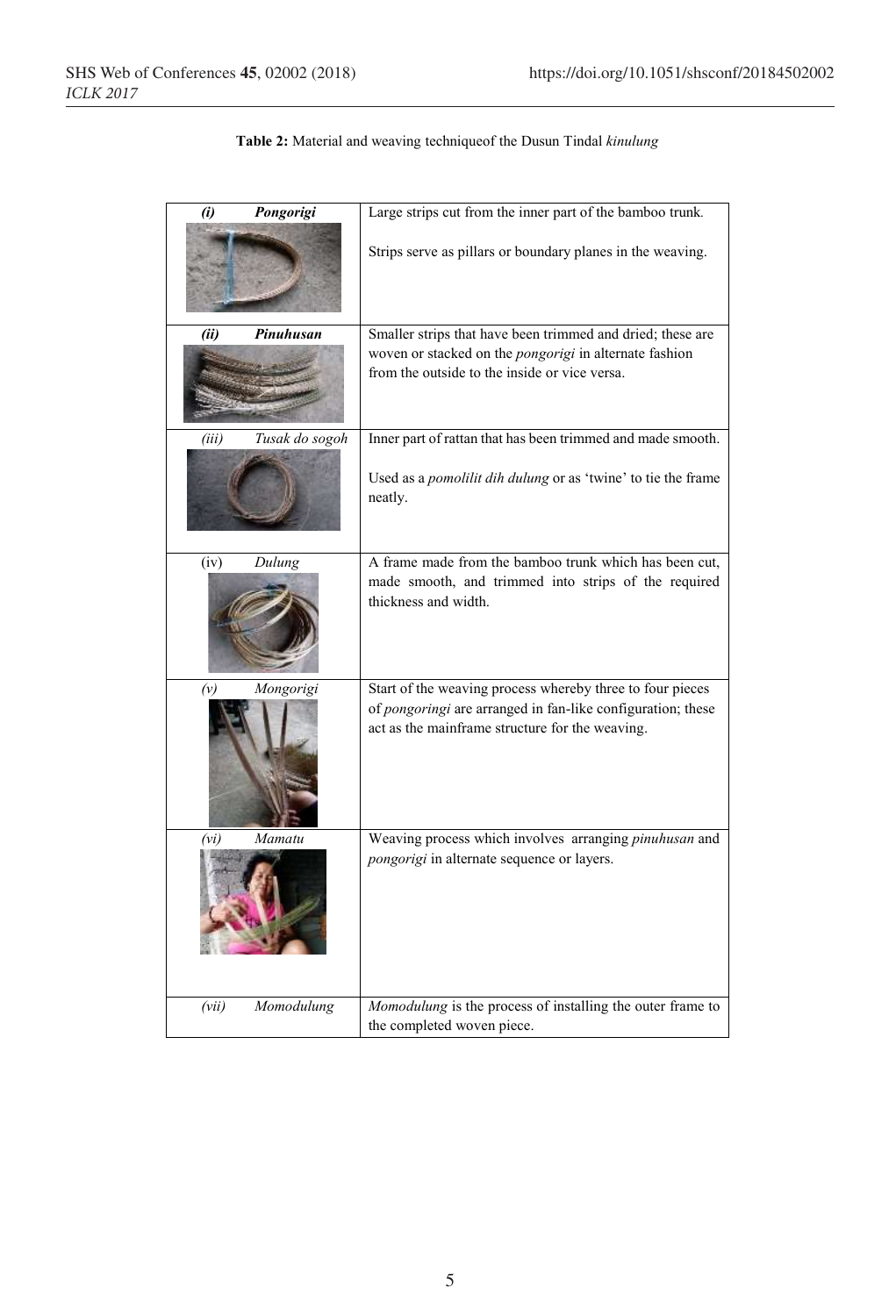**Table 2:** Material and weaving techniqueof the Dusun Tindal *kinulung*

| | |
|---|---|
| ***(i) Pongorigi*** | Large strips cut from the inner part of the bamboo trunk.<br><br>Strips serve as pillars or boundary planes in the weaving. |
| ***(ii) Pinuhusan*** | Smaller strips that have been trimmed and dried; these are woven or stacked on the *pongorigi* in alternate fashion from the outside to the inside or vice versa. |
| *(iii) Tusak do sogoh* | Inner part of rattan that has been trimmed and made smooth.<br><br>Used as a *pomolilit dih dulung* or as 'twine' to tie the frame neatly. |
| (iv) *Dulung* | A frame made from the bamboo trunk which has been cut, made smooth, and trimmed into strips of the required thickness and width. |
| *(v) Mongorigi* | Start of the weaving process whereby three to four pieces of *pongoringi* are arranged in fan-like configuration; these act as the mainframe structure for the weaving. |
| *(vi) Mamatu* | Weaving process which involves arranging *pinuhusan* and *pongorigi* in alternate sequence or layers. |
| *(vii) Momodulung* | *Momodulung* is the process of installing the outer frame to the completed woven piece. |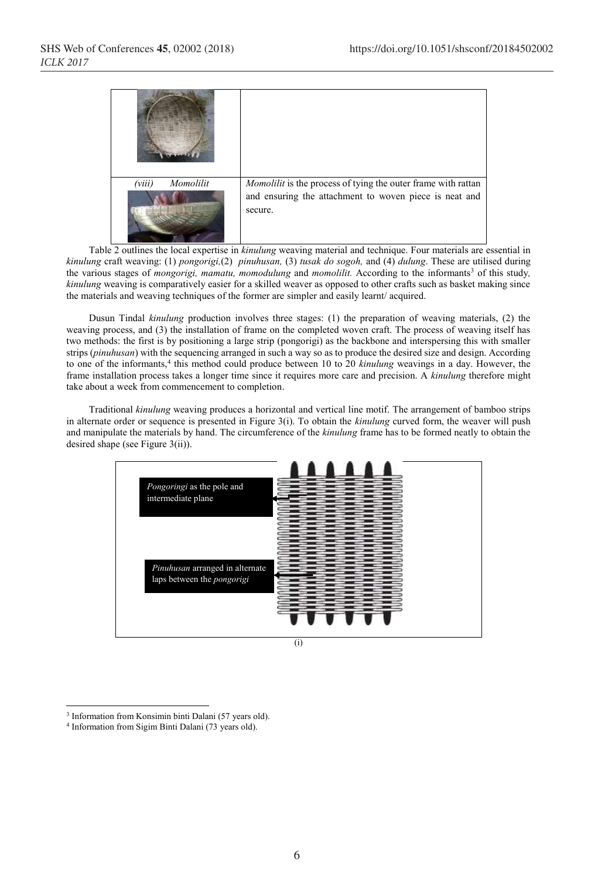| | |
|---|---|
| | |
| *(viii) Momolilit* | *Momolilit* is the process of tying the outer frame with rattan and ensuring the attachment to woven piece is neat and secure. |

Table 2 outlines the local expertise in *kinulung* weaving material and technique. Four materials are essential in *kinulung* craft weaving: (1) *pongorigi,*(2) *pinuhusan,* (3) *tusak do sogoh,* and (4) *dulung*. These are utilised during the various stages of *mongorigi, mamatu, momodulung* and *momolilit.* According to the informants[3] of this study*, kinulung* weaving is comparatively easier for a skilled weaver as opposed to other crafts such as basket making since the materials and weaving techniques of the former are simpler and easily learnt/ acquired.

Dusun Tindal *kinulung* production involves three stages: (1) the preparation of weaving materials, (2) the weaving process, and (3) the installation of frame on the completed woven craft. The process of weaving itself has two methods: the first is by positioning a large strip (pongorigi) as the backbone and interspersing this with smaller strips (*pinuhusan*) with the sequencing arranged in such a way so as to produce the desired size and design. According to one of the informants,[4] this method could produce between 10 to 20 *kinulung* weavings in a day. However, the frame installation process takes a longer time since it requires more care and precision. A *kinulung* therefore might take about a week from commencement to completion.

Traditional *kinulung* weaving produces a horizontal and vertical line motif. The arrangement of bamboo strips in alternate order or sequence is presented in Figure 3(i). To obtain the *kinulung* curved form, the weaver will push and manipulate the materials by hand. The circumference of the *kinulung* frame has to be formed neatly to obtain the desired shape (see Figure 3(ii)).

*Pongoringi* as the pole and intermediate plane

*Pinuhusan* arranged in alternate laps between the *pongorigi*

(i)

---

[3] Information from Konsimin binti Dalani (57 years old).

[4] Information from Sigim Binti Dalani (73 years old).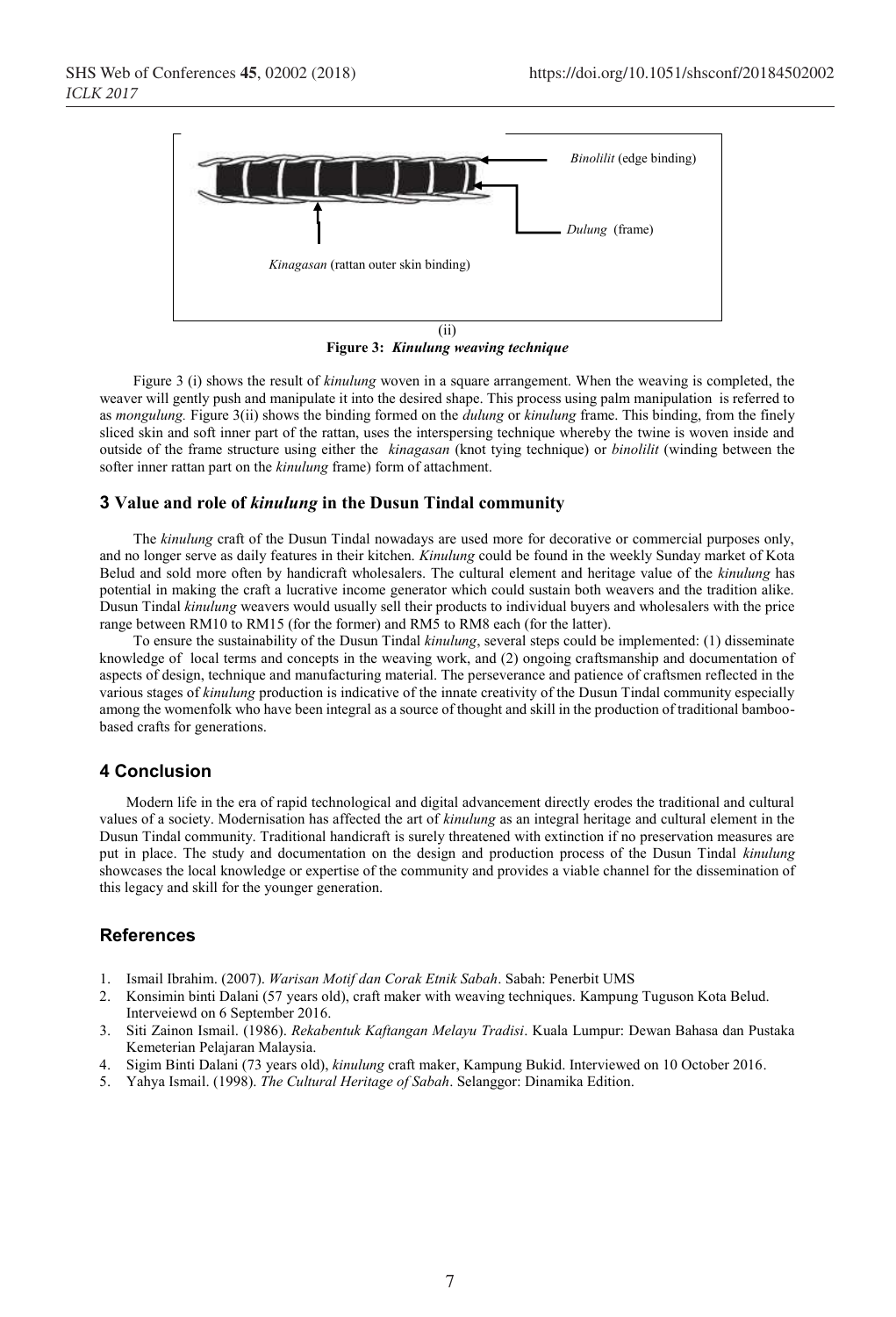*Binolilit* (edge binding)

*Dulung* (frame)

*Kinagasan* (rattan outer skin binding)

(ii)

**Figure 3:** ***Kinulung weaving technique***

Figure 3 (i) shows the result of *kinulung* woven in a square arrangement. When the weaving is completed, the weaver will gently push and manipulate it into the desired shape. This process using palm manipulation is referred to as *mongulung.* Figure 3(ii) shows the binding formed on the *dulung* or *kinulung* frame. This binding, from the finely sliced skin and soft inner part of the rattan, uses the interspersing technique whereby the twine is woven inside and outside of the frame structure using either the *kinagasan* (knot tying technique) or *binolilit* (winding between the softer inner rattan part on the *kinulung* frame) form of attachment.

## 3 Value and role of *kinulung* in the Dusun Tindal community

The *kinulung* craft of the Dusun Tindal nowadays are used more for decorative or commercial purposes only, and no longer serve as daily features in their kitchen. *Kinulung* could be found in the weekly Sunday market of Kota Belud and sold more often by handicraft wholesalers. The cultural element and heritage value of the *kinulung* has potential in making the craft a lucrative income generator which could sustain both weavers and the tradition alike. Dusun Tindal *kinulung* weavers would usually sell their products to individual buyers and wholesalers with the price range between RM10 to RM15 (for the former) and RM5 to RM8 each (for the latter).

To ensure the sustainability of the Dusun Tindal *kinulung*, several steps could be implemented: (1) disseminate knowledge of local terms and concepts in the weaving work, and (2) ongoing craftsmanship and documentation of aspects of design, technique and manufacturing material. The perseverance and patience of craftsmen reflected in the various stages of *kinulung* production is indicative of the innate creativity of the Dusun Tindal community especially among the womenfolk who have been integral as a source of thought and skill in the production of traditional bamboo-based crafts for generations.

## 4 Conclusion

Modern life in the era of rapid technological and digital advancement directly erodes the traditional and cultural values of a society. Modernisation has affected the art of *kinulung* as an integral heritage and cultural element in the Dusun Tindal community. Traditional handicraft is surely threatened with extinction if no preservation measures are put in place. The study and documentation on the design and production process of the Dusun Tindal *kinulung* showcases the local knowledge or expertise of the community and provides a viable channel for the dissemination of this legacy and skill for the younger generation.

## References

1. Ismail Ibrahim. (2007). *Warisan Motif dan Corak Etnik Sabah*. Sabah: Penerbit UMS
2. Konsimin binti Dalani (57 years old), craft maker with weaving techniques. Kampung Tuguson Kota Belud. Interveiewd on 6 September 2016.
3. Siti Zainon Ismail. (1986). *Rekabentuk Kaftangan Melayu Tradisi*. Kuala Lumpur: Dewan Bahasa dan Pustaka Kemeterian Pelajaran Malaysia.
4. Sigim Binti Dalani (73 years old), *kinulung* craft maker, Kampung Bukid. Interviewed on 10 October 2016.
5. Yahya Ismail. (1998). *The Cultural Heritage of Sabah*. Selanggor: Dinamika Edition.